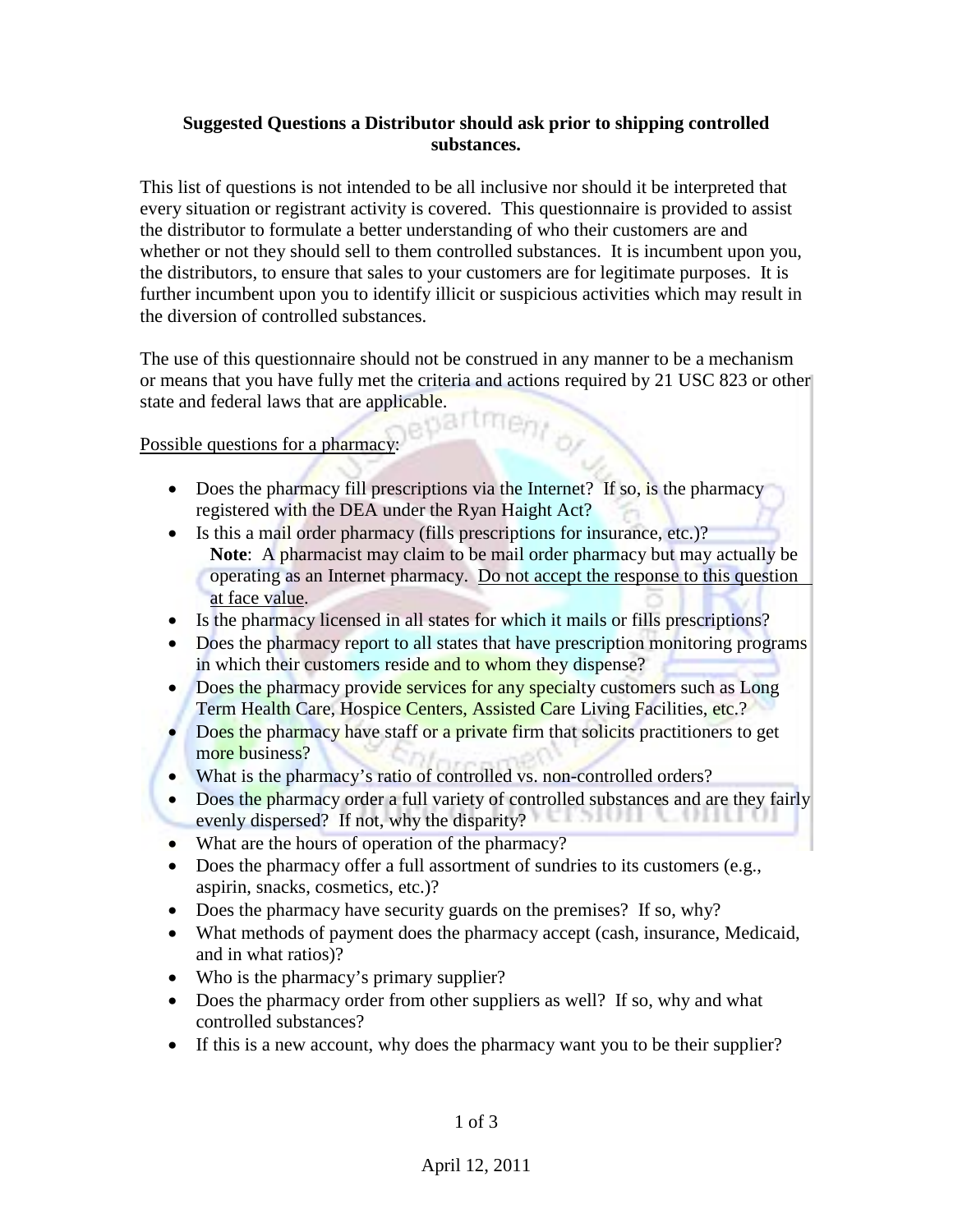**Suggested Questions a Distributor should ask prior to shipping controlled substances.**

This list of questions is not intended to be all inclusive nor should it be interpreted that every situation or registrant activity is covered. This questionnaire is provided to assist the distributor to formulate a better understanding of who their customers are and whether or not they should sell to them controlled substances. It is incumbent upon you, the distributors, to ensure that sales to your customers are for legitimate purposes. It is further incumbent upon you to identify illicit or suspicious activities which may result in the diversion of controlled substances.

The use of this questionnaire should not be construed in any manner to be a mechanism or means that you have fully met the criteria and actions required by 21 USC 823 or other state and federal laws that are applicable.

<u>Possible questions for a pharmacy</u>:

- Does the pharmacy fill prescriptions via the Internet? If so, is the pharmacy registered with the DEA under the Ryan Haight Act?
- Is this a mail order pharmacy (fills prescriptions for insurance, etc.)?
  **Note**: A pharmacist may claim to be mail order pharmacy but may actually be operating as an Internet pharmacy. <u>Do not accept the response to this question at face value</u>.
- Is the pharmacy licensed in all states for which it mails or fills prescriptions?
- Does the pharmacy report to all states that have prescription monitoring programs in which their customers reside and to whom they dispense?
- Does the pharmacy provide services for any specialty customers such as Long Term Health Care, Hospice Centers, Assisted Care Living Facilities, etc.?
- Does the pharmacy have staff or a private firm that solicits practitioners to get more business?
- What is the pharmacy's ratio of controlled vs. non-controlled orders?
- Does the pharmacy order a full variety of controlled substances and are they fairly evenly dispersed? If not, why the disparity?
- What are the hours of operation of the pharmacy?
- Does the pharmacy offer a full assortment of sundries to its customers (e.g., aspirin, snacks, cosmetics, etc.)?
- Does the pharmacy have security guards on the premises? If so, why?
- What methods of payment does the pharmacy accept (cash, insurance, Medicaid, and in what ratios)?
- Who is the pharmacy's primary supplier?
- Does the pharmacy order from other suppliers as well? If so, why and what controlled substances?
- If this is a new account, why does the pharmacy want you to be their supplier?

April 12, 2011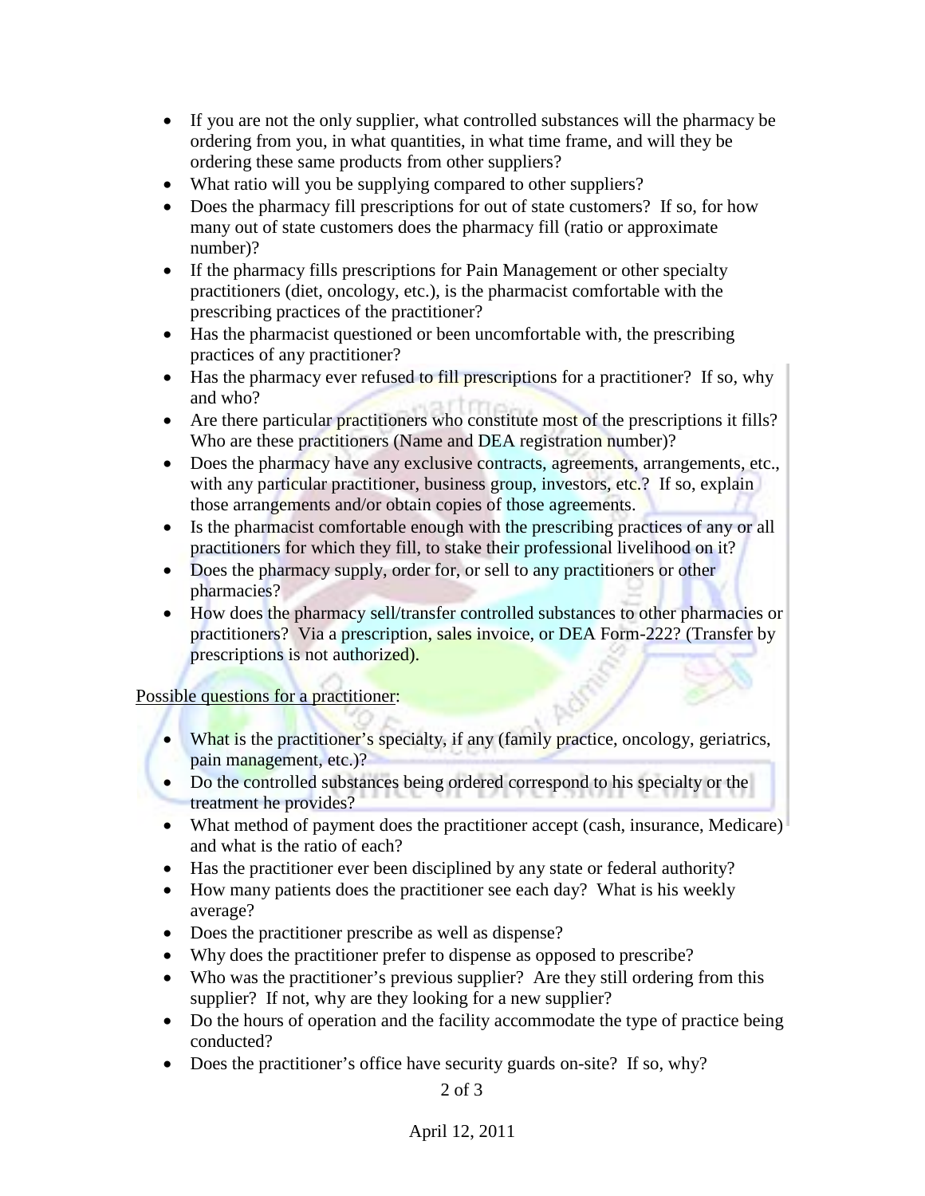- If you are not the only supplier, what controlled substances will the pharmacy be ordering from you, in what quantities, in what time frame, and will they be ordering these same products from other suppliers?
- What ratio will you be supplying compared to other suppliers?
- Does the pharmacy fill prescriptions for out of state customers? If so, for how many out of state customers does the pharmacy fill (ratio or approximate number)?
- If the pharmacy fills prescriptions for Pain Management or other specialty practitioners (diet, oncology, etc.), is the pharmacist comfortable with the prescribing practices of the practitioner?
- Has the pharmacist questioned or been uncomfortable with, the prescribing practices of any practitioner?
- Has the pharmacy ever refused to fill prescriptions for a practitioner? If so, why and who?
- Are there particular practitioners who constitute most of the prescriptions it fills? Who are these practitioners (Name and DEA registration number)?
- Does the pharmacy have any exclusive contracts, agreements, arrangements, etc., with any particular practitioner, business group, investors, etc.? If so, explain those arrangements and/or obtain copies of those agreements.
- Is the pharmacist comfortable enough with the prescribing practices of any or all practitioners for which they fill, to stake their professional livelihood on it?
- Does the pharmacy supply, order for, or sell to any practitioners or other pharmacies?
- How does the pharmacy sell/transfer controlled substances to other pharmacies or practitioners? Via a prescription, sales invoice, or DEA Form-222? (Transfer by prescriptions is not authorized).

<u>Possible questions for a practitioner</u>:

- What is the practitioner's specialty, if any (family practice, oncology, geriatrics, pain management, etc.)?
- Do the controlled substances being ordered correspond to his specialty or the treatment he provides?
- What method of payment does the practitioner accept (cash, insurance, Medicare) and what is the ratio of each?
- Has the practitioner ever been disciplined by any state or federal authority?
- How many patients does the practitioner see each day? What is his weekly average?
- Does the practitioner prescribe as well as dispense?
- Why does the practitioner prefer to dispense as opposed to prescribe?
- Who was the practitioner's previous supplier? Are they still ordering from this supplier? If not, why are they looking for a new supplier?
- Do the hours of operation and the facility accommodate the type of practice being conducted?
- Does the practitioner's office have security guards on-site? If so, why?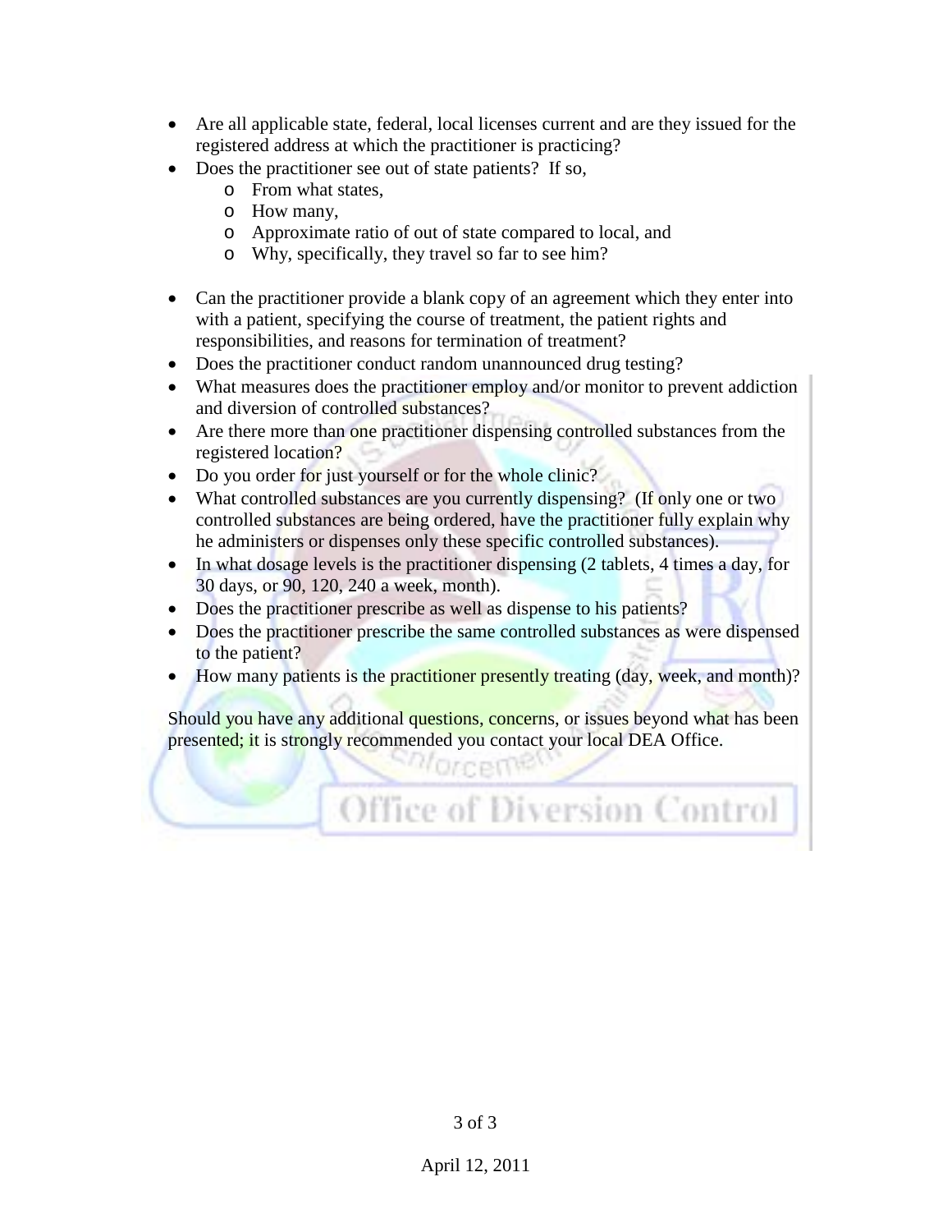- Are all applicable state, federal, local licenses current and are they issued for the registered address at which the practitioner is practicing?
- Does the practitioner see out of state patients? If so,
  - From what states,
  - How many,
  - Approximate ratio of out of state compared to local, and
  - Why, specifically, they travel so far to see him?

- Can the practitioner provide a blank copy of an agreement which they enter into with a patient, specifying the course of treatment, the patient rights and responsibilities, and reasons for termination of treatment?
- Does the practitioner conduct random unannounced drug testing?
- What measures does the practitioner employ and/or monitor to prevent addiction and diversion of controlled substances?
- Are there more than one practitioner dispensing controlled substances from the registered location?
- Do you order for just yourself or for the whole clinic?
- What controlled substances are you currently dispensing? (If only one or two controlled substances are being ordered, have the practitioner fully explain why he administers or dispenses only these specific controlled substances).
- In what dosage levels is the practitioner dispensing (2 tablets, 4 times a day, for 30 days, or 90, 120, 240 a week, month).
- Does the practitioner prescribe as well as dispense to his patients?
- Does the practitioner prescribe the same controlled substances as were dispensed to the patient?
- How many patients is the practitioner presently treating (day, week, and month)?

Should you have any additional questions, concerns, or issues beyond what has been presented; it is strongly recommended you contact your local DEA Office.

April 12, 2011